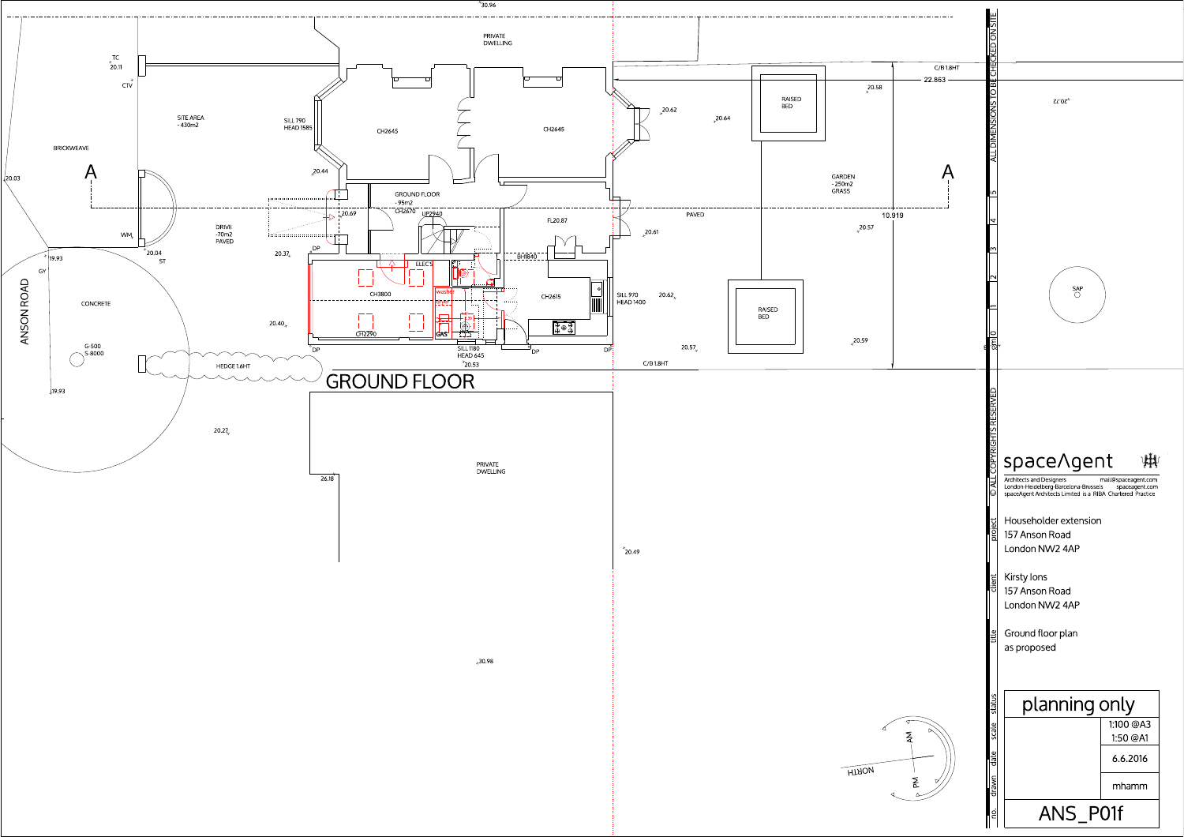# GROUND FLOOR

PRIVATE DWELLING

TC 20.11

CTV

SITE AREA - 430m2

BRICKWEAVE

SILL 790 HEAD 1585

CH2645

CH2645

20.62

20.64

RAISED BED

C/B 1.8HT

22.863

20.58

A

A

20.03

20.44

GROUND FLOOR - 95m2 CH2670

UP2940

20.69

FL 20.87

GARDEN - 250m2 GRASS

PAVED

10.919

20.61

20.57

DRIVE ~70m2 PAVED

WM

20.04 ST

19.93

GY

ANSON ROAD

20.37

DP

ELEC'S

BH1840

CH3800

CH2615

SILL 970 HEAD 1400

20.62

RAISED BED

CONCRETE

20.40

washer

CH2290

GAS

DP

SILL 1180 HEAD 645

DP

DP

20.57

20.59

20.53

C/B 1.8HT

G-500 S-8000

HEDGE 1.6HT

19.93

20.27

PRIVATE DWELLING

26.18

20.49

30.96

30.98

20.72

SAP

NORTH

AM

PM

ALL DIMENSIONS TO BE CHECKED ON SITE

© ALL COPYRIGHTS RESERVED

spaceAgent

Architects and Designers
London-Heidelberg-Barcelona-Brussels
spaceAgent Architects Limited is a RIBA Chartered Practice

mail@spaceagent.com
spaceagent.com

| | |
|---|---|
| project | Householder extension<br>157 Anson Road<br>London NW2 4AP |
| client | Kirsty Ions<br>157 Anson Road<br>London NW2 4AP |
| title | Ground floor plan<br>as proposed |
| status | planning only |
| scale | 1:100 @A3<br>1:50 @A1 |
| date | 6.6.2016 |
| drawn | mhamm |
| no. | ANS_P01f |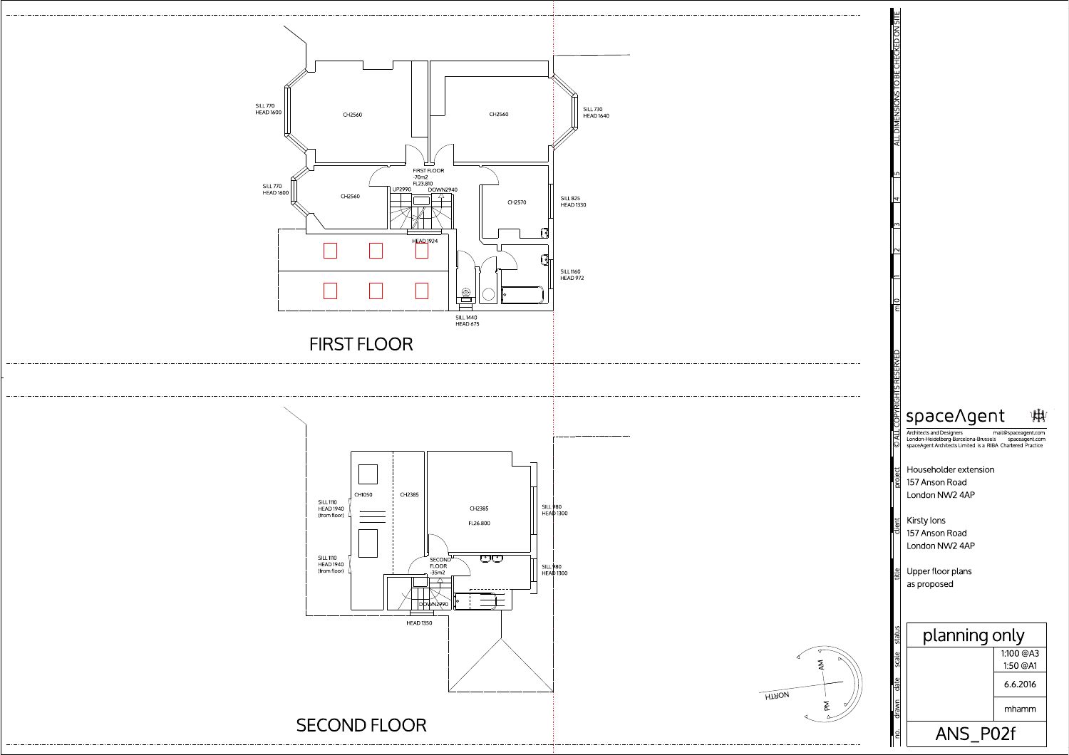# FIRST FLOOR

SILL 770
HEAD 1600

CH2560

CH2560

SILL 730
HEAD 1640

FIRST FLOOR
-70m2
FL23.810

SILL 770
HEAD 1600

CH2560

UP2990

DOWN2940

CH2570

SILL 825
HEAD 1330

HEAD 1924

SILL 1160
HEAD 972

SILL 1440
HEAD 675

# SECOND FLOOR

SILL 1110
HEAD 1940
(from floor)

CH1050

CH2385

CH2385

FL26.800

SILL 980
HEAD 1300

SILL 1110
HEAD 1940
(from floor)

SECOND FLOOR
-35m2

SILL 980
HEAD 1300

DOWN2990

HEAD 1350

NORTH

AM

PM

ALL DIMENSIONS TO BE CHECKED ON SITE

m 0 1 2 3 4 5

© ALL COPYRIGHTS RESERVED

spaceAgent

Architects and Designers
London-Heidelberg-Barcelona-Brussels
spaceAgent Architects Limited is a RIBA Chartered Practice

mail@spaceagent.com
spaceagent.com

| | |
|---|---|
| project | Householder extension<br>157 Anson Road<br>London NW2 4AP |
| client | Kirsty Ions<br>157 Anson Road<br>London NW2 4AP |
| title | Upper floor plans<br>as proposed |
| status | planning only |
| scale | 1:100 @A3<br>1:50 @A1 |
| date | 6.6.2016 |
| drawn | mhamm |
| no. | ANS_P02f |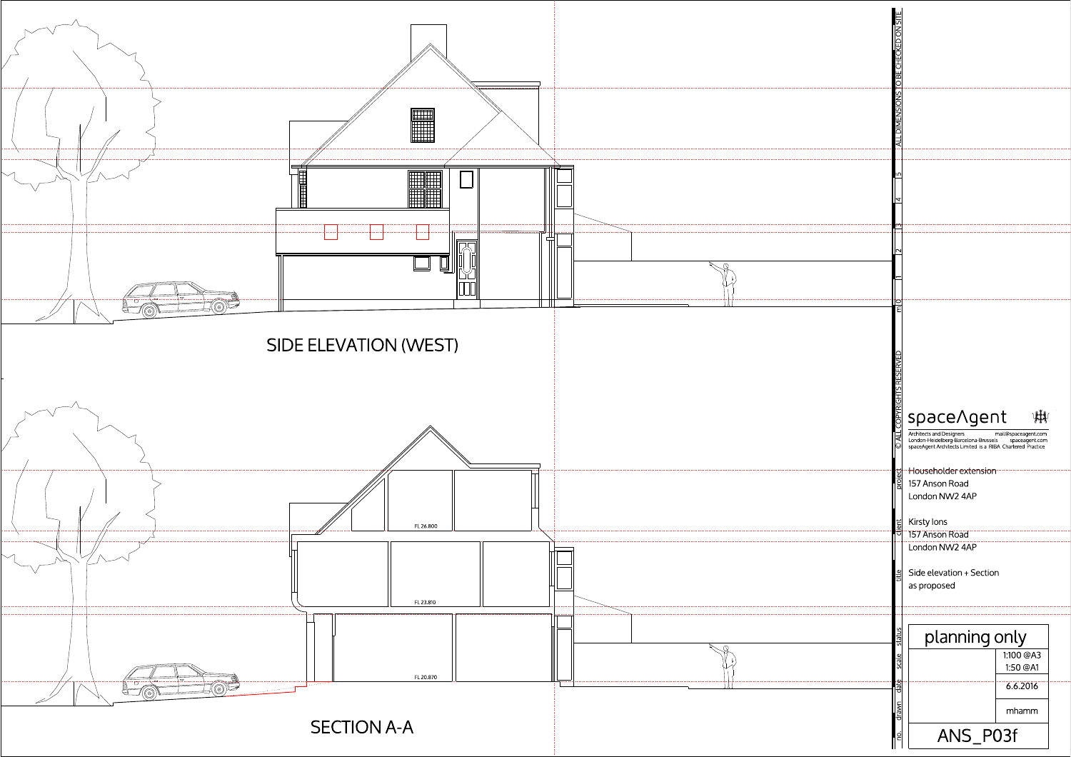SIDE ELEVATION (WEST)

SECTION A-A

FL 26.800

FL 23.810

FL 20.870

ALL DIMENSIONS TO BE CHECKED ON SITE

m 0 1 2 3 4 5

© ALL COPYRIGHTS RESERVED

spaceAgent

Architects and Designers
London-Heidelberg-Barcelona-Brussels
spaceAgent Architects Limited is a RIBA Chartered Practice

mail@spaceagent.com
spaceagent.com

| | |
|---|---|
| project | Householder extension<br>157 Anson Road<br>London NW2 4AP |
| client | Kirsty Ions<br>157 Anson Road<br>London NW2 4AP |
| title | Side elevation + Section<br>as proposed |
| status | planning only |
| scale | 1:100 @A3<br>1:50 @A1 |
| date | 6.6.2016 |
| drawn | mhamm |
| no. | ANS_P03f |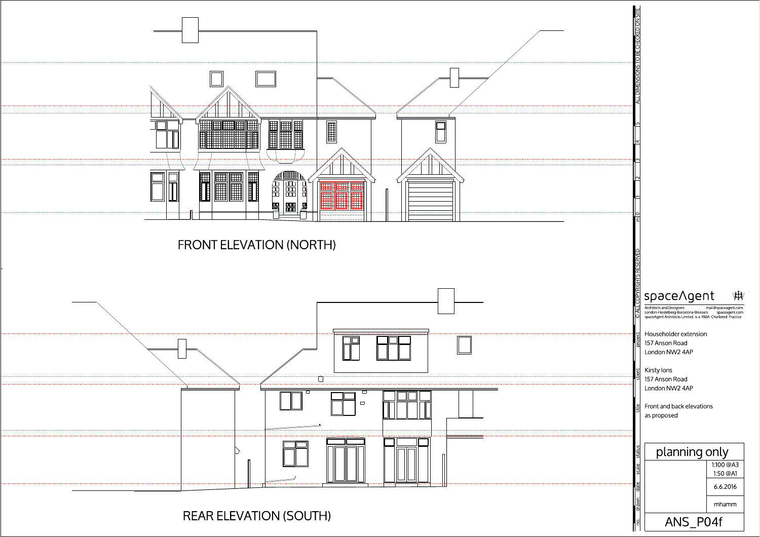FRONT ELEVATION (NORTH)

REAR ELEVATION (SOUTH)

ALL DIMENSIONS TO BE CHECKED ON SITE

m 0 1 2 3 4 5

© ALL COPYRIGHTS RESERVED

spaceAgent

Architects and Designers
London-Heidelberg-Barcelona-Brussels
spaceAgent Architects Limited is a RIBA Chartered Practice

mail@spaceagent.com
spaceagent.com

project: Householder extension
157 Anson Road
London NW2 4AP

client: Kirsty Ions
157 Anson Road
London NW2 4AP

title: Front and back elevations
as proposed

status: planning only

scale: 1:100 @A3
1:50 @A1

date: 6.6.2016

drawn: mhamm

no.: ANS_P04f